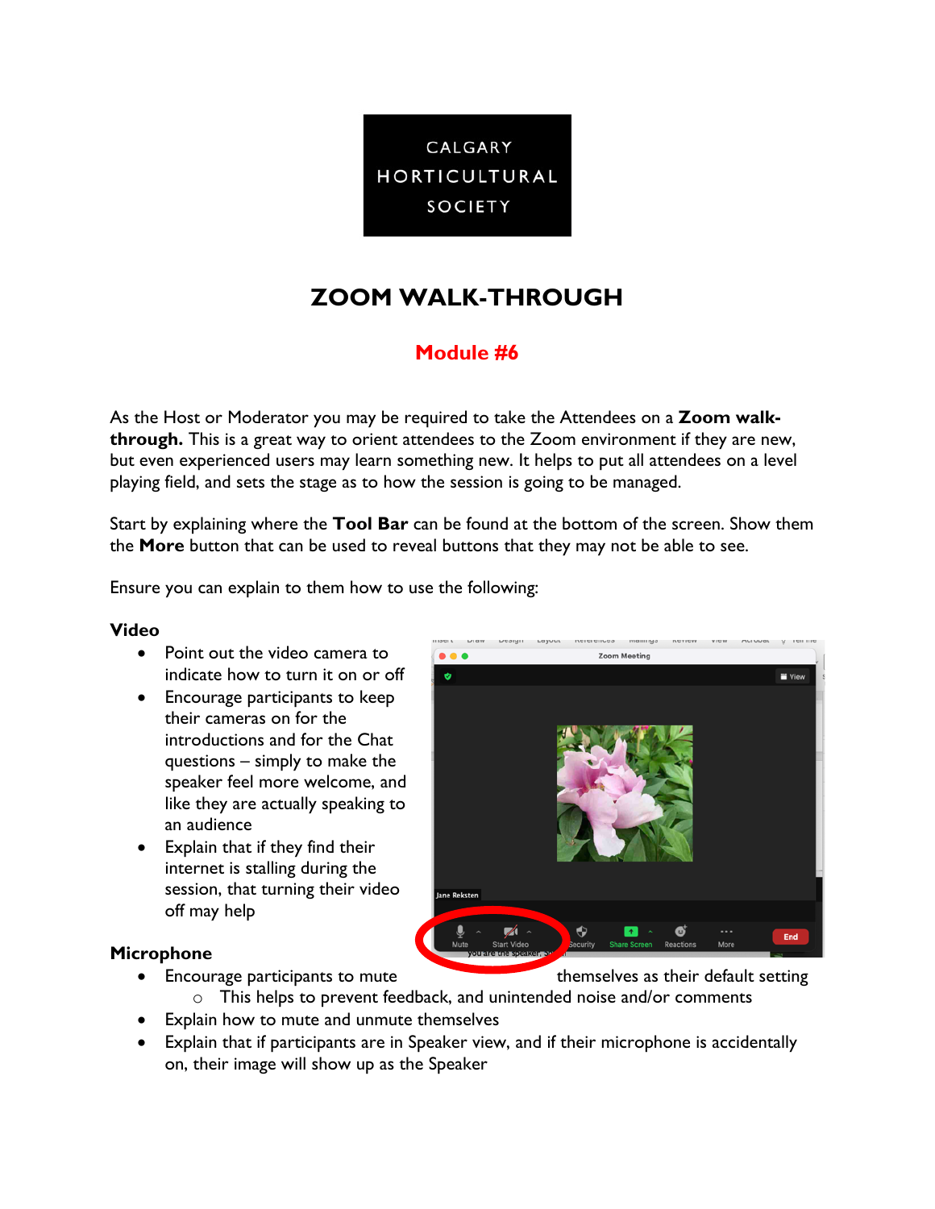CALGARY HORTICULTURAL SOCIETY

# ZOOM WALK-THROUGH

## Module #6

As the Host or Moderator you may be required to take the Attendees on a **Zoom walk-through.** This is a great way to orient attendees to the Zoom environment if they are new, but even experienced users may learn something new. It helps to put all attendees on a level playing field, and sets the stage as to how the session is going to be managed.

Start by explaining where the **Tool Bar** can be found at the bottom of the screen. Show them the **More** button that can be used to reveal buttons that they may not be able to see.

Ensure you can explain to them how to use the following:

### Video

- Point out the video camera to indicate how to turn it on or off
- Encourage participants to keep their cameras on for the introductions and for the Chat questions – simply to make the speaker feel more welcome, and like they are actually speaking to an audience
- Explain that if they find their internet is stalling during the session, that turning their video off may help

### Microphone

- Encourage participants to mute themselves as their default setting
  - This helps to prevent feedback, and unintended noise and/or comments
- Explain how to mute and unmute themselves
- Explain that if participants are in Speaker view, and if their microphone is accidentally on, their image will show up as the Speaker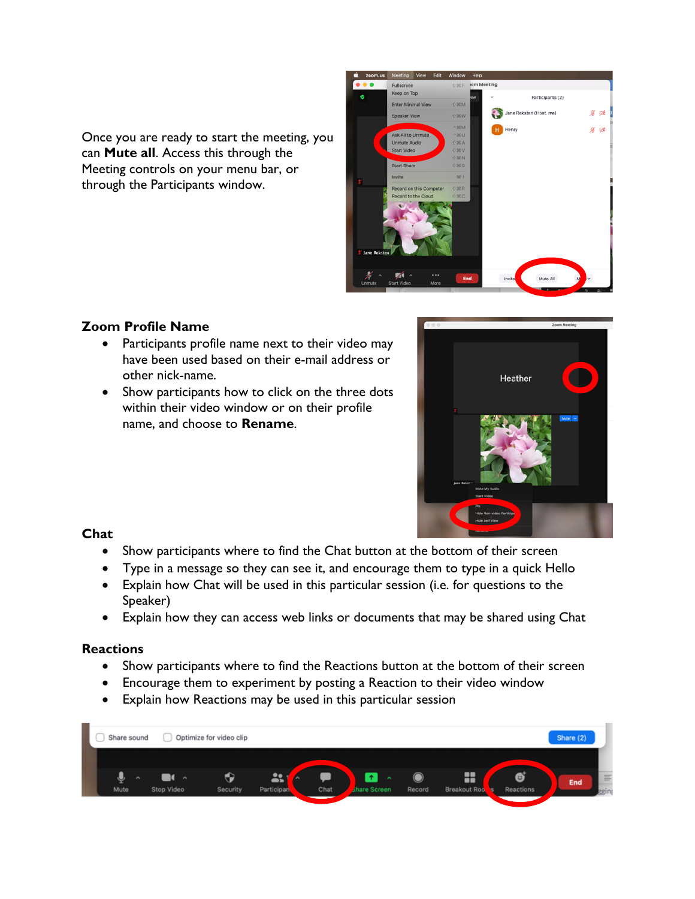Once you are ready to start the meeting, you can **Mute all**. Access this through the Meeting controls on your menu bar, or through the Participants window.

## Zoom Profile Name

- Participants profile name next to their video may have been used based on their e-mail address or other nick-name.
- Show participants how to click on the three dots within their video window or on their profile name, and choose to **Rename**.

## Chat

- Show participants where to find the Chat button at the bottom of their screen
- Type in a message so they can see it, and encourage them to type in a quick Hello
- Explain how Chat will be used in this particular session (i.e. for questions to the Speaker)
- Explain how they can access web links or documents that may be shared using Chat

## Reactions

- Show participants where to find the Reactions button at the bottom of their screen
- Encourage them to experiment by posting a Reaction to their video window
- Explain how Reactions may be used in this particular session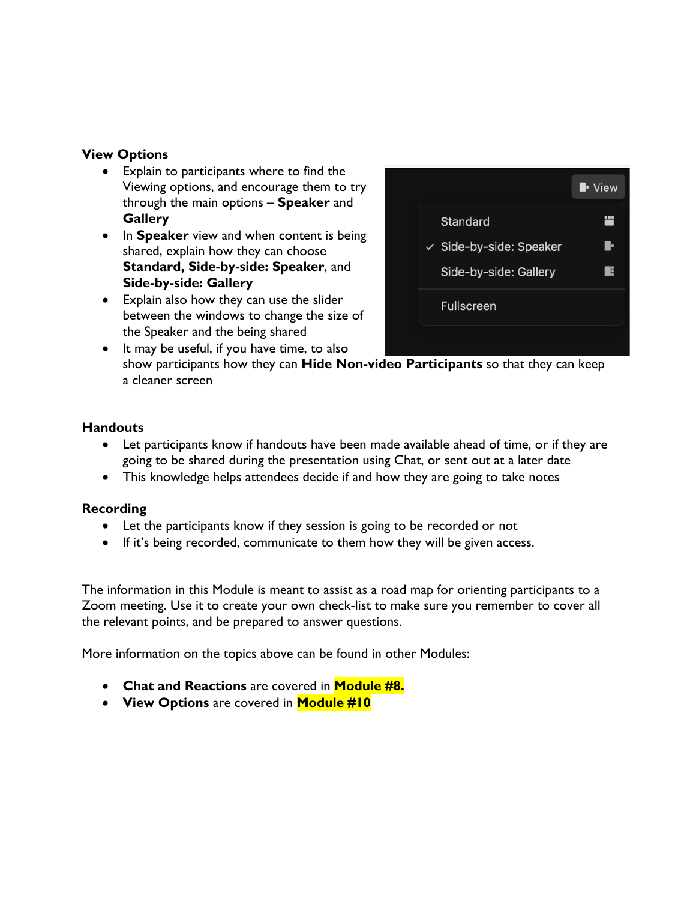**View Options**

- Explain to participants where to find the Viewing options, and encourage them to try through the main options – **Speaker** and **Gallery**
- In **Speaker** view and when content is being shared, explain how they can choose **Standard, Side-by-side: Speaker**, and **Side-by-side: Gallery**
- Explain also how they can use the slider between the windows to change the size of the Speaker and the being shared
- It may be useful, if you have time, to also show participants how they can **Hide Non-video Participants** so that they can keep a cleaner screen

**Handouts**

- Let participants know if handouts have been made available ahead of time, or if they are going to be shared during the presentation using Chat, or sent out at a later date
- This knowledge helps attendees decide if and how they are going to take notes

**Recording**

- Let the participants know if they session is going to be recorded or not
- If it's being recorded, communicate to them how they will be given access.

The information in this Module is meant to assist as a road map for orienting participants to a Zoom meeting. Use it to create your own check-list to make sure you remember to cover all the relevant points, and be prepared to answer questions.

More information on the topics above can be found in other Modules:

- **Chat and Reactions** are covered in **Module #8.**
- **View Options** are covered in **Module #10**